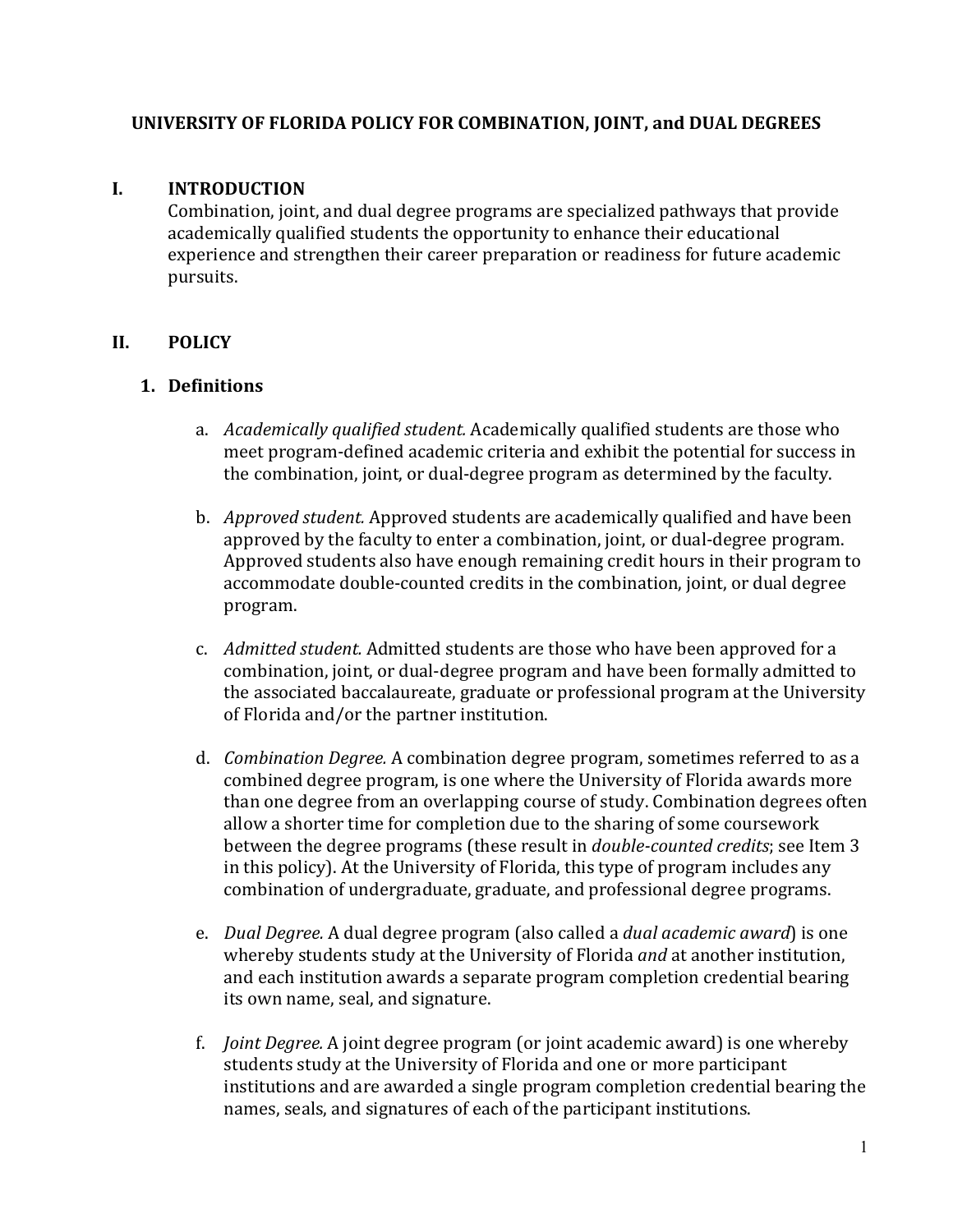# UNIVERSITY OF FLORIDA POLICY FOR COMBINATION, JOINT, and DUAL DEGREES

## I. INTRODUCTION

Combination, joint, and dual degree programs are specialized pathways that provide academically qualified students the opportunity to enhance their educational experience and strengthen their career preparation or readiness for future academic pursuits.

## II. POLICY

### 1. Definitions

a. *Academically qualified student.* Academically qualified students are those who meet program-defined academic criteria and exhibit the potential for success in the combination, joint, or dual-degree program as determined by the faculty.

b. *Approved student.* Approved students are academically qualified and have been approved by the faculty to enter a combination, joint, or dual-degree program. Approved students also have enough remaining credit hours in their program to accommodate double-counted credits in the combination, joint, or dual degree program.

c. *Admitted student.* Admitted students are those who have been approved for a combination, joint, or dual-degree program and have been formally admitted to the associated baccalaureate, graduate or professional program at the University of Florida and/or the partner institution.

d. *Combination Degree.* A combination degree program, sometimes referred to as a combined degree program, is one where the University of Florida awards more than one degree from an overlapping course of study. Combination degrees often allow a shorter time for completion due to the sharing of some coursework between the degree programs (these result in *double-counted credits*; see Item 3 in this policy). At the University of Florida, this type of program includes any combination of undergraduate, graduate, and professional degree programs.

e. *Dual Degree.* A dual degree program (also called a *dual academic award*) is one whereby students study at the University of Florida *and* at another institution, and each institution awards a separate program completion credential bearing its own name, seal, and signature.

f. *Joint Degree.* A joint degree program (or joint academic award) is one whereby students study at the University of Florida and one or more participant institutions and are awarded a single program completion credential bearing the names, seals, and signatures of each of the participant institutions.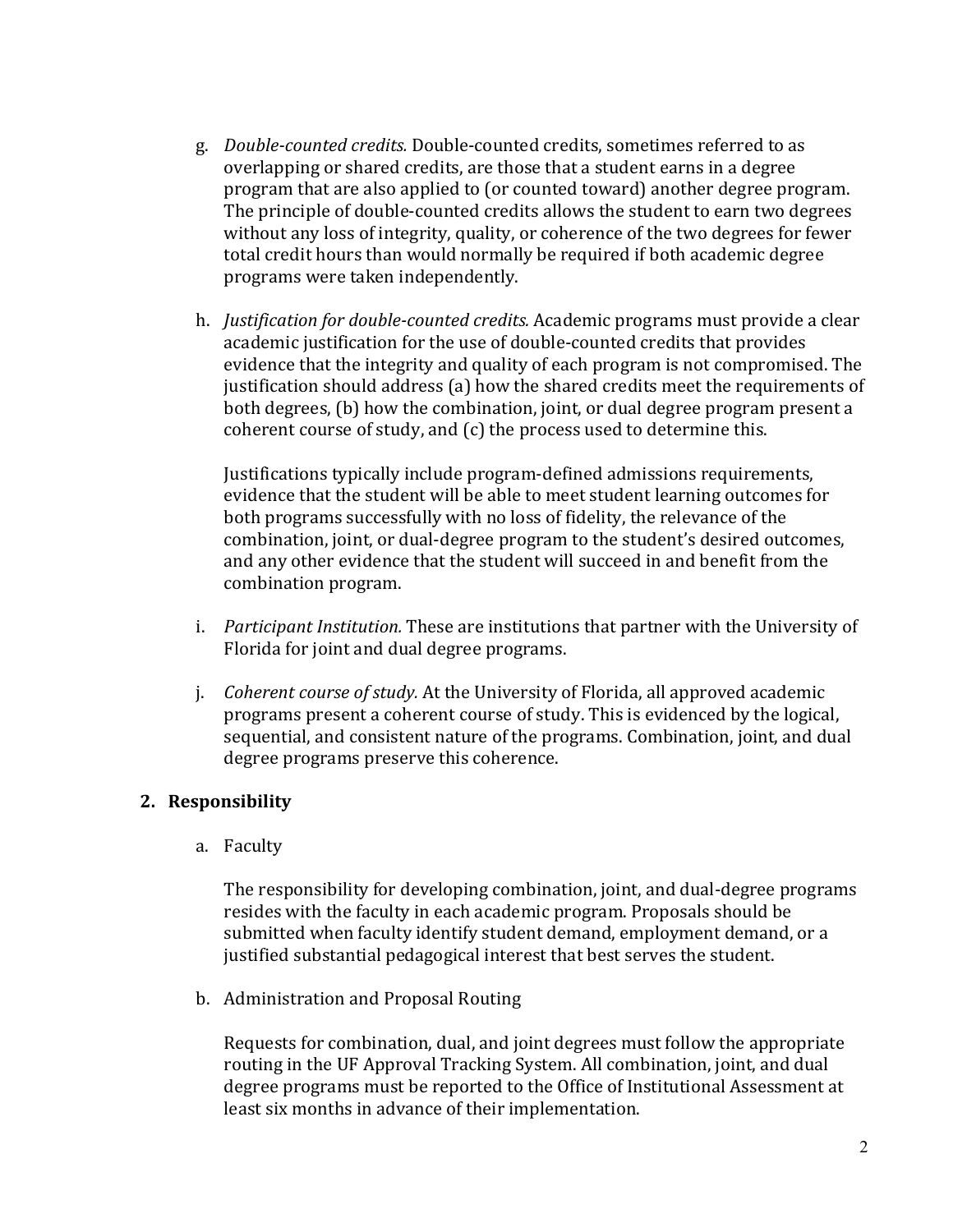g. *Double-counted credits.* Double-counted credits, sometimes referred to as overlapping or shared credits, are those that a student earns in a degree program that are also applied to (or counted toward) another degree program. The principle of double-counted credits allows the student to earn two degrees without any loss of integrity, quality, or coherence of the two degrees for fewer total credit hours than would normally be required if both academic degree programs were taken independently.

h. *Justification for double-counted credits.* Academic programs must provide a clear academic justification for the use of double-counted credits that provides evidence that the integrity and quality of each program is not compromised. The justification should address (a) how the shared credits meet the requirements of both degrees, (b) how the combination, joint, or dual degree program present a coherent course of study, and (c) the process used to determine this.

   Justifications typically include program-defined admissions requirements, evidence that the student will be able to meet student learning outcomes for both programs successfully with no loss of fidelity, the relevance of the combination, joint, or dual-degree program to the student's desired outcomes, and any other evidence that the student will succeed in and benefit from the combination program.

i. *Participant Institution.* These are institutions that partner with the University of Florida for joint and dual degree programs.

j. *Coherent course of study.* At the University of Florida, all approved academic programs present a coherent course of study. This is evidenced by the logical, sequential, and consistent nature of the programs. Combination, joint, and dual degree programs preserve this coherence.

## 2. Responsibility

a. Faculty

   The responsibility for developing combination, joint, and dual-degree programs resides with the faculty in each academic program. Proposals should be submitted when faculty identify student demand, employment demand, or a justified substantial pedagogical interest that best serves the student.

b. Administration and Proposal Routing

   Requests for combination, dual, and joint degrees must follow the appropriate routing in the UF Approval Tracking System. All combination, joint, and dual degree programs must be reported to the Office of Institutional Assessment at least six months in advance of their implementation.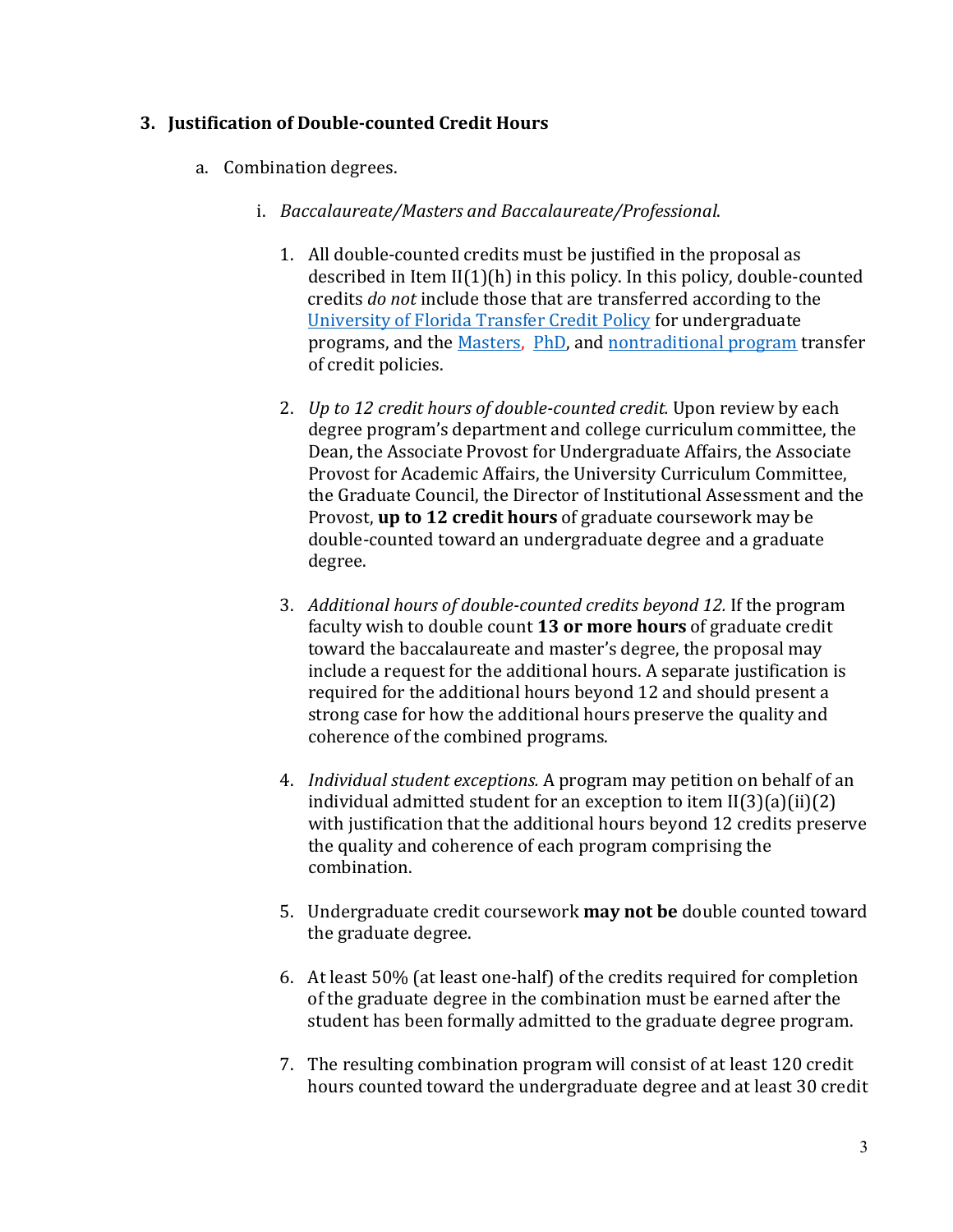### 3. Justification of Double-counted Credit Hours

a. Combination degrees.

i. *Baccalaureate/Masters and Baccalaureate/Professional*.

1. All double-counted credits must be justified in the proposal as described in Item II(1)(h) in this policy. In this policy, double-counted credits *do not* include those that are transferred according to the University of Florida Transfer Credit Policy for undergraduate programs, and the Masters, PhD, and nontraditional program transfer of credit policies.

2. *Up to 12 credit hours of double-counted credit.* Upon review by each degree program's department and college curriculum committee, the Dean, the Associate Provost for Undergraduate Affairs, the Associate Provost for Academic Affairs, the University Curriculum Committee, the Graduate Council, the Director of Institutional Assessment and the Provost, **up to 12 credit hours** of graduate coursework may be double-counted toward an undergraduate degree and a graduate degree.

3. *Additional hours of double-counted credits beyond 12.* If the program faculty wish to double count **13 or more hours** of graduate credit toward the baccalaureate and master's degree, the proposal may include a request for the additional hours. A separate justification is required for the additional hours beyond 12 and should present a strong case for how the additional hours preserve the quality and coherence of the combined programs.

4. *Individual student exceptions.* A program may petition on behalf of an individual admitted student for an exception to item II(3)(a)(ii)(2) with justification that the additional hours beyond 12 credits preserve the quality and coherence of each program comprising the combination.

5. Undergraduate credit coursework **may not be** double counted toward the graduate degree.

6. At least 50% (at least one-half) of the credits required for completion of the graduate degree in the combination must be earned after the student has been formally admitted to the graduate degree program.

7. The resulting combination program will consist of at least 120 credit hours counted toward the undergraduate degree and at least 30 credit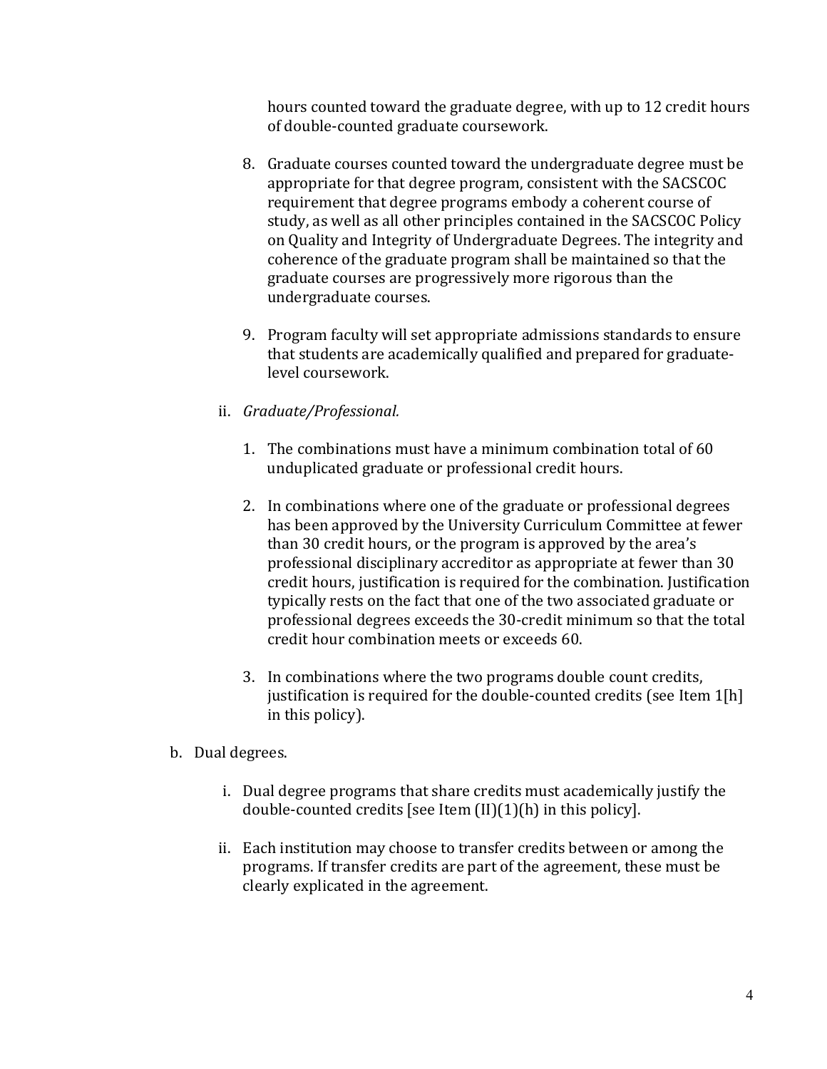hours counted toward the graduate degree, with up to 12 credit hours of double-counted graduate coursework.

8. Graduate courses counted toward the undergraduate degree must be appropriate for that degree program, consistent with the SACSCOC requirement that degree programs embody a coherent course of study, as well as all other principles contained in the SACSCOC Policy on Quality and Integrity of Undergraduate Degrees. The integrity and coherence of the graduate program shall be maintained so that the graduate courses are progressively more rigorous than the undergraduate courses.

9. Program faculty will set appropriate admissions standards to ensure that students are academically qualified and prepared for graduate-level coursework.

ii. *Graduate/Professional.*

1. The combinations must have a minimum combination total of 60 unduplicated graduate or professional credit hours.

2. In combinations where one of the graduate or professional degrees has been approved by the University Curriculum Committee at fewer than 30 credit hours, or the program is approved by the area's professional disciplinary accreditor as appropriate at fewer than 30 credit hours, justification is required for the combination. Justification typically rests on the fact that one of the two associated graduate or professional degrees exceeds the 30-credit minimum so that the total credit hour combination meets or exceeds 60.

3. In combinations where the two programs double count credits, justification is required for the double-counted credits (see Item 1[h] in this policy).

b. Dual degrees.

i. Dual degree programs that share credits must academically justify the double-counted credits [see Item (II)(1)(h) in this policy].

ii. Each institution may choose to transfer credits between or among the programs. If transfer credits are part of the agreement, these must be clearly explicated in the agreement.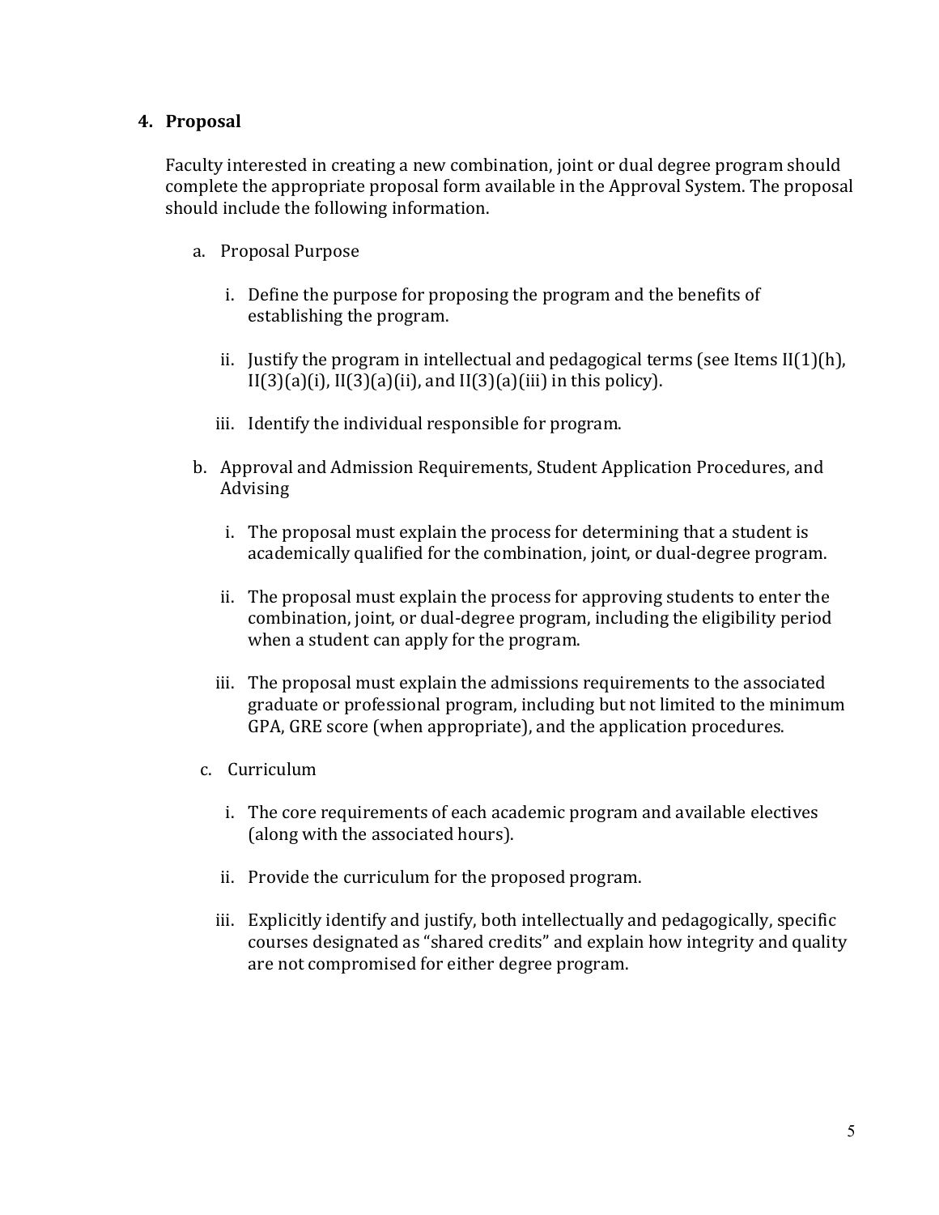## 4. Proposal

Faculty interested in creating a new combination, joint or dual degree program should complete the appropriate proposal form available in the Approval System. The proposal should include the following information.

a. Proposal Purpose

   i. Define the purpose for proposing the program and the benefits of establishing the program.

   ii. Justify the program in intellectual and pedagogical terms (see Items II(1)(h), II(3)(a)(i), II(3)(a)(ii), and II(3)(a)(iii) in this policy).

   iii. Identify the individual responsible for program.

b. Approval and Admission Requirements, Student Application Procedures, and Advising

   i. The proposal must explain the process for determining that a student is academically qualified for the combination, joint, or dual-degree program.

   ii. The proposal must explain the process for approving students to enter the combination, joint, or dual-degree program, including the eligibility period when a student can apply for the program.

   iii. The proposal must explain the admissions requirements to the associated graduate or professional program, including but not limited to the minimum GPA, GRE score (when appropriate), and the application procedures.

c. Curriculum

   i. The core requirements of each academic program and available electives (along with the associated hours).

   ii. Provide the curriculum for the proposed program.

   iii. Explicitly identify and justify, both intellectually and pedagogically, specific courses designated as "shared credits" and explain how integrity and quality are not compromised for either degree program.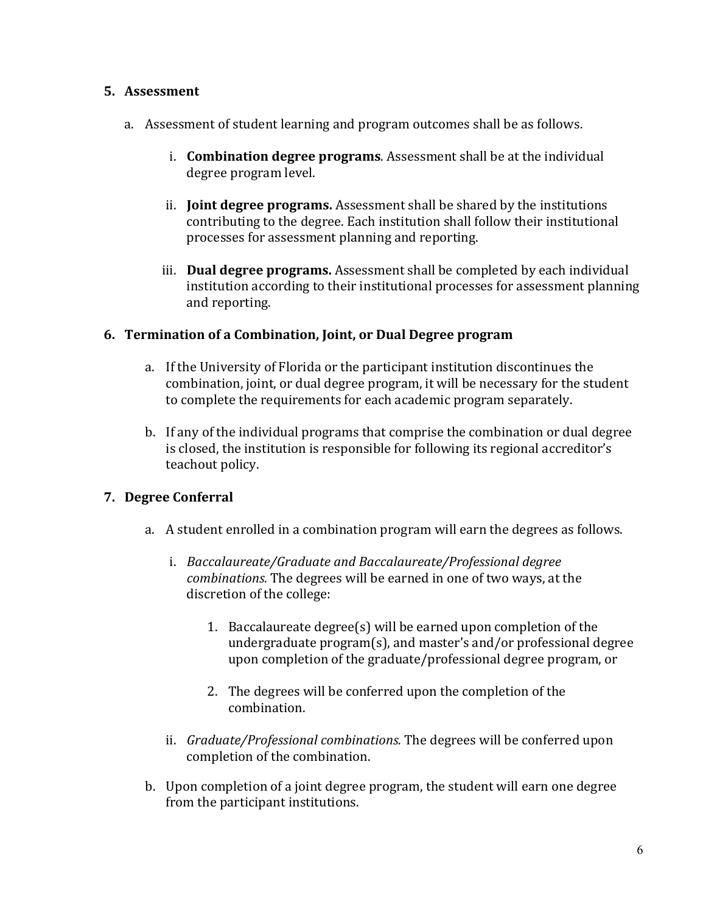## 5. Assessment

a. Assessment of student learning and program outcomes shall be as follows.

   i. **Combination degree programs**. Assessment shall be at the individual degree program level.

   ii. **Joint degree programs.** Assessment shall be shared by the institutions contributing to the degree. Each institution shall follow their institutional processes for assessment planning and reporting.

   iii. **Dual degree programs.** Assessment shall be completed by each individual institution according to their institutional processes for assessment planning and reporting.

## 6. Termination of a Combination, Joint, or Dual Degree program

a. If the University of Florida or the participant institution discontinues the combination, joint, or dual degree program, it will be necessary for the student to complete the requirements for each academic program separately.

b. If any of the individual programs that comprise the combination or dual degree is closed, the institution is responsible for following its regional accreditor's teachout policy.

## 7. Degree Conferral

a. A student enrolled in a combination program will earn the degrees as follows.

   i. *Baccalaureate/Graduate and Baccalaureate/Professional degree combinations.* The degrees will be earned in one of two ways, at the discretion of the college:

      1. Baccalaureate degree(s) will be earned upon completion of the undergraduate program(s), and master's and/or professional degree upon completion of the graduate/professional degree program, or

      2. The degrees will be conferred upon the completion of the combination.

   ii. *Graduate/Professional combinations.* The degrees will be conferred upon completion of the combination.

b. Upon completion of a joint degree program, the student will earn one degree from the participant institutions.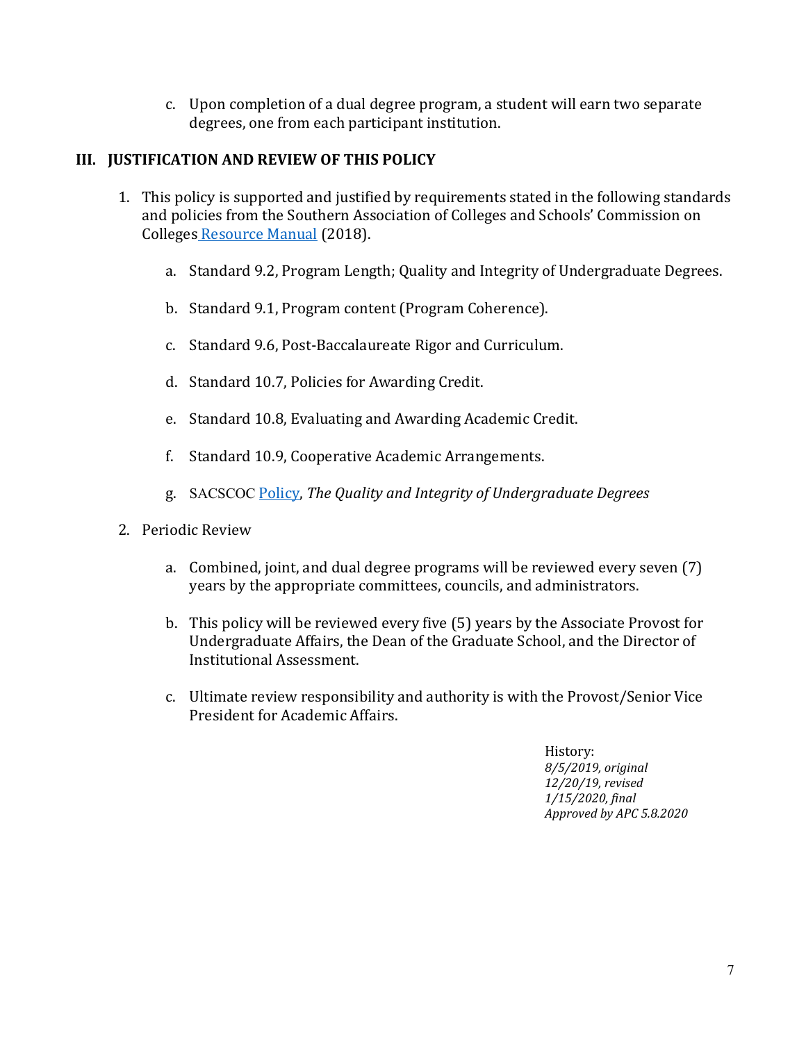c. Upon completion of a dual degree program, a student will earn two separate degrees, one from each participant institution.

## III. JUSTIFICATION AND REVIEW OF THIS POLICY

1. This policy is supported and justified by requirements stated in the following standards and policies from the Southern Association of Colleges and Schools' Commission on Colleges Resource Manual (2018).

   a. Standard 9.2, Program Length; Quality and Integrity of Undergraduate Degrees.

   b. Standard 9.1, Program content (Program Coherence).

   c. Standard 9.6, Post-Baccalaureate Rigor and Curriculum.

   d. Standard 10.7, Policies for Awarding Credit.

   e. Standard 10.8, Evaluating and Awarding Academic Credit.

   f. Standard 10.9, Cooperative Academic Arrangements.

   g. SACSCOC Policy, *The Quality and Integrity of Undergraduate Degrees*

2. Periodic Review

   a. Combined, joint, and dual degree programs will be reviewed every seven (7) years by the appropriate committees, councils, and administrators.

   b. This policy will be reviewed every five (5) years by the Associate Provost for Undergraduate Affairs, the Dean of the Graduate School, and the Director of Institutional Assessment.

   c. Ultimate review responsibility and authority is with the Provost/Senior Vice President for Academic Affairs.

History:
*8/5/2019, original*
*12/20/19, revised*
*1/15/2020, final*
*Approved by APC 5.8.2020*